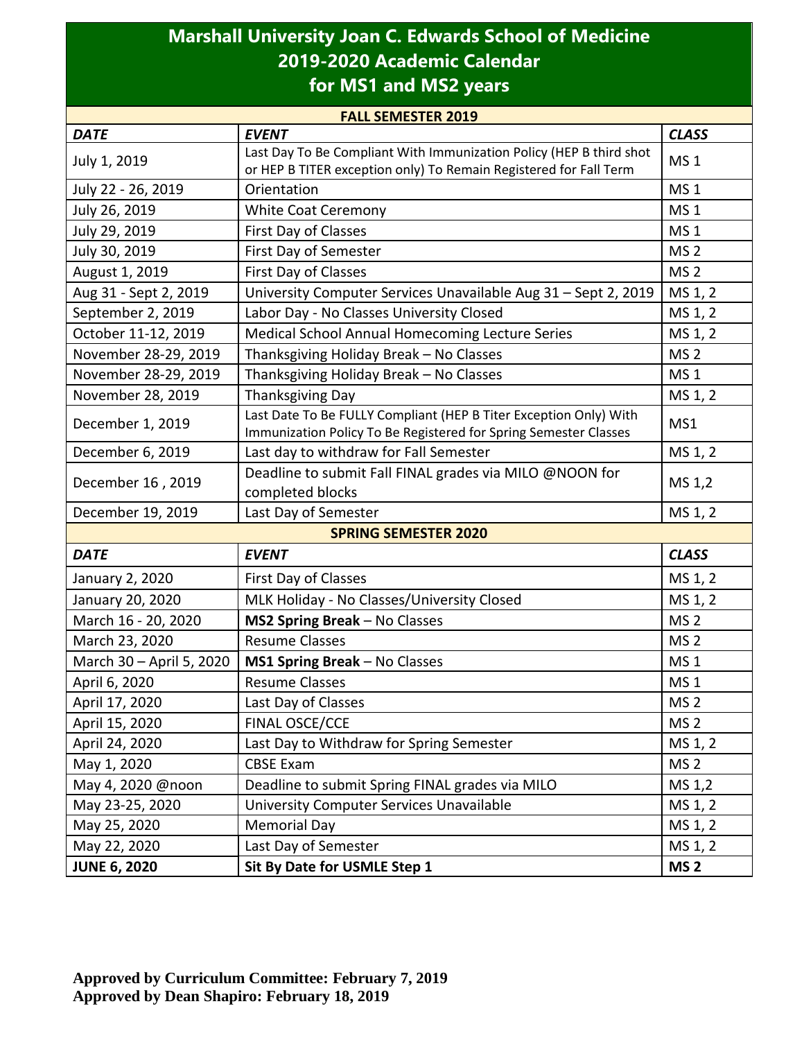# Marshall University Joan C. Edwards School of Medicine
## 2019-2020 Academic Calendar
## for MS1 and MS2 years

| FALL SEMESTER 2019 | | |
|---|---|---|
| ***DATE*** | ***EVENT*** | ***CLASS*** |
| July 1, 2019 | Last Day To Be Compliant With Immunization Policy (HEP B third shot or HEP B TITER exception only) To Remain Registered for Fall Term | MS 1 |
| July 22 - 26, 2019 | Orientation | MS 1 |
| July 26, 2019 | White Coat Ceremony | MS 1 |
| July 29, 2019 | First Day of Classes | MS 1 |
| July 30, 2019 | First Day of Semester | MS 2 |
| August 1, 2019 | First Day of Classes | MS 2 |
| Aug 31 - Sept 2, 2019 | University Computer Services Unavailable Aug 31 – Sept 2, 2019 | MS 1, 2 |
| September 2, 2019 | Labor Day - No Classes University Closed | MS 1, 2 |
| October 11-12, 2019 | Medical School Annual Homecoming Lecture Series | MS 1, 2 |
| November 28-29, 2019 | Thanksgiving Holiday Break – No Classes | MS 2 |
| November 28-29, 2019 | Thanksgiving Holiday Break – No Classes | MS 1 |
| November 28, 2019 | Thanksgiving Day | MS 1, 2 |
| December 1, 2019 | Last Date To Be FULLY Compliant (HEP B Titer Exception Only) With Immunization Policy To Be Registered for Spring Semester Classes | MS1 |
| December 6, 2019 | Last day to withdraw for Fall Semester | MS 1, 2 |
| December 16 , 2019 | Deadline to submit Fall FINAL grades via MILO @NOON for completed blocks | MS 1,2 |
| December 19, 2019 | Last Day of Semester | MS 1, 2 |
| **SPRING SEMESTER 2020** | | |
| ***DATE*** | ***EVENT*** | ***CLASS*** |
| January 2, 2020 | First Day of Classes | MS 1, 2 |
| January 20, 2020 | MLK Holiday - No Classes/University Closed | MS 1, 2 |
| March 16 - 20, 2020 | **MS2 Spring Break** – No Classes | MS 2 |
| March 23, 2020 | Resume Classes | MS 2 |
| March 30 – April 5, 2020 | **MS1 Spring Break** – No Classes | MS 1 |
| April 6, 2020 | Resume Classes | MS 1 |
| April 17, 2020 | Last Day of Classes | MS 2 |
| April 15, 2020 | FINAL OSCE/CCE | MS 2 |
| April 24, 2020 | Last Day to Withdraw for Spring Semester | MS 1, 2 |
| May 1, 2020 | CBSE Exam | MS 2 |
| May 4, 2020 @noon | Deadline to submit Spring FINAL grades via MILO | MS 1,2 |
| May 23-25, 2020 | University Computer Services Unavailable | MS 1, 2 |
| May 25, 2020 | Memorial Day | MS 1, 2 |
| May 22, 2020 | Last Day of Semester | MS 1, 2 |
| **JUNE 6, 2020** | **Sit By Date for USMLE Step 1** | **MS 2** |

**Approved by Curriculum Committee: February 7, 2019**
**Approved by Dean Shapiro: February 18, 2019**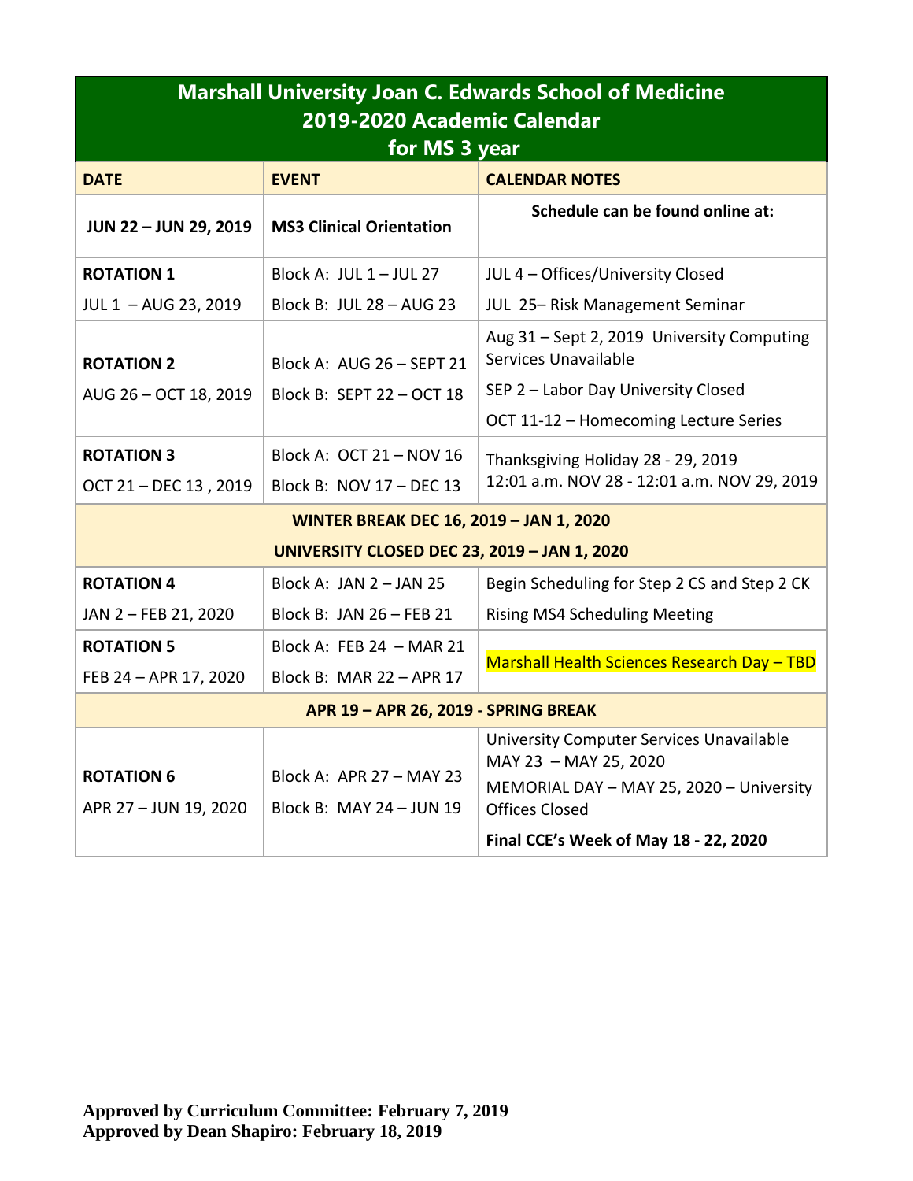| Marshall University Joan C. Edwards School of Medicine<br>2019-2020 Academic Calendar<br>for MS 3 year | | |
|---|---|---|
| **DATE** | **EVENT** | **CALENDAR NOTES** |
| **JUN 22 – JUN 29, 2019** | **MS3 Clinical Orientation** | **Schedule can be found online at:** |
| **ROTATION 1**<br>JUL 1 – AUG 23, 2019 | Block A: JUL 1 – JUL 27<br>Block B: JUL 28 – AUG 23 | JUL 4 – Offices/University Closed<br>JUL 25– Risk Management Seminar |
| **ROTATION 2**<br>AUG 26 – OCT 18, 2019 | Block A: AUG 26 – SEPT 21<br>Block B: SEPT 22 – OCT 18 | Aug 31 – Sept 2, 2019 University Computing Services Unavailable<br>SEP 2 – Labor Day University Closed<br>OCT 11-12 – Homecoming Lecture Series |
| **ROTATION 3**<br>OCT 21 – DEC 13 , 2019 | Block A: OCT 21 – NOV 16<br>Block B: NOV 17 – DEC 13 | Thanksgiving Holiday 28 - 29, 2019<br>12:01 a.m. NOV 28 - 12:01 a.m. NOV 29, 2019 |
| **WINTER BREAK DEC 16, 2019 – JAN 1, 2020**<br>**UNIVERSITY CLOSED DEC 23, 2019 – JAN 1, 2020** | | |
| **ROTATION 4**<br>JAN 2 – FEB 21, 2020 | Block A: JAN 2 – JAN 25<br>Block B: JAN 26 – FEB 21 | Begin Scheduling for Step 2 CS and Step 2 CK<br>Rising MS4 Scheduling Meeting |
| **ROTATION 5**<br>FEB 24 – APR 17, 2020 | Block A: FEB 24 – MAR 21<br>Block B: MAR 22 – APR 17 | Marshall Health Sciences Research Day – TBD |
| **APR 19 – APR 26, 2019 - SPRING BREAK** | | |
| **ROTATION 6**<br>APR 27 – JUN 19, 2020 | Block A: APR 27 – MAY 23<br>Block B: MAY 24 – JUN 19 | University Computer Services Unavailable MAY 23 – MAY 25, 2020<br>MEMORIAL DAY – MAY 25, 2020 – University Offices Closed<br>**Final CCE's Week of May 18 - 22, 2020** |

**Approved by Curriculum Committee: February 7, 2019**
**Approved by Dean Shapiro: February 18, 2019**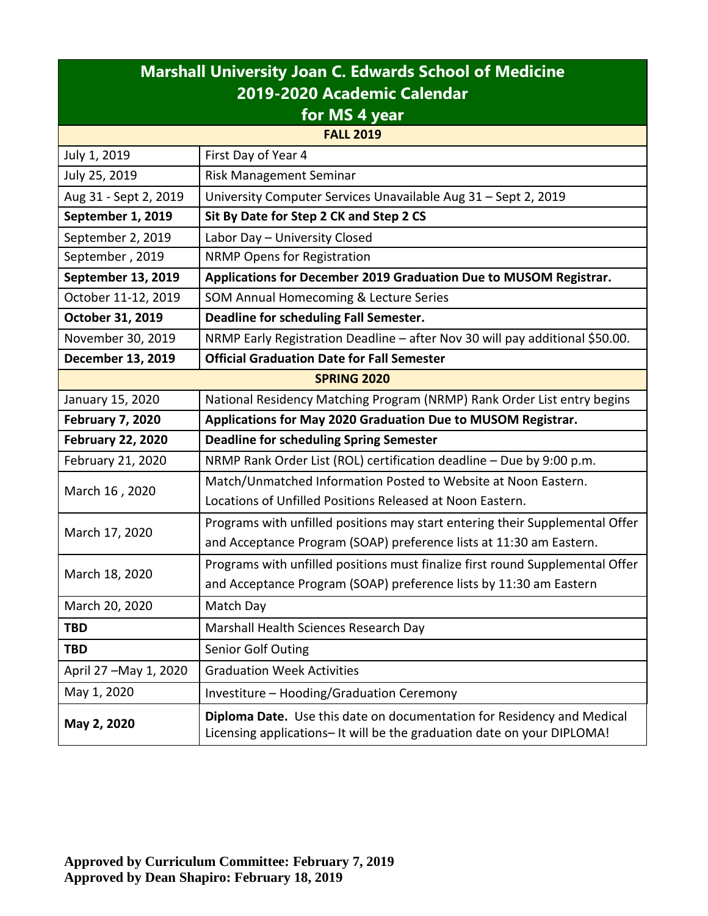# Marshall University Joan C. Edwards School of Medicine
## 2019-2020 Academic Calendar
## for MS 4 year

| | |
|---|---|
| **FALL 2019** | |
| July 1, 2019 | First Day of Year 4 |
| July 25, 2019 | Risk Management Seminar |
| Aug 31 - Sept 2, 2019 | University Computer Services Unavailable Aug 31 – Sept 2, 2019 |
| **September 1, 2019** | **Sit By Date for Step 2 CK and Step 2 CS** |
| September 2, 2019 | Labor Day – University Closed |
| September , 2019 | NRMP Opens for Registration |
| **September 13, 2019** | **Applications for December 2019 Graduation Due to MUSOM Registrar.** |
| October 11-12, 2019 | SOM Annual Homecoming & Lecture Series |
| **October 31, 2019** | **Deadline for scheduling Fall Semester.** |
| November 30, 2019 | NRMP Early Registration Deadline – after Nov 30 will pay additional $50.00. |
| **December 13, 2019** | **Official Graduation Date for Fall Semester** |
| **SPRING 2020** | |
| January 15, 2020 | National Residency Matching Program (NRMP) Rank Order List entry begins |
| **February 7, 2020** | **Applications for May 2020 Graduation Due to MUSOM Registrar.** |
| **February 22, 2020** | **Deadline for scheduling Spring Semester** |
| February 21, 2020 | NRMP Rank Order List (ROL) certification deadline – Due by 9:00 p.m. |
| March 16 , 2020 | Match/Unmatched Information Posted to Website at Noon Eastern. Locations of Unfilled Positions Released at Noon Eastern. |
| March 17, 2020 | Programs with unfilled positions may start entering their Supplemental Offer and Acceptance Program (SOAP) preference lists at 11:30 am Eastern. |
| March 18, 2020 | Programs with unfilled positions must finalize first round Supplemental Offer and Acceptance Program (SOAP) preference lists by 11:30 am Eastern |
| March 20, 2020 | Match Day |
| **TBD** | Marshall Health Sciences Research Day |
| **TBD** | Senior Golf Outing |
| April 27 –May 1, 2020 | Graduation Week Activities |
| May 1, 2020 | Investiture – Hooding/Graduation Ceremony |
| **May 2, 2020** | **Diploma Date.** Use this date on documentation for Residency and Medical Licensing applications– It will be the graduation date on your DIPLOMA! |

**Approved by Curriculum Committee: February 7, 2019**
**Approved by Dean Shapiro: February 18, 2019**